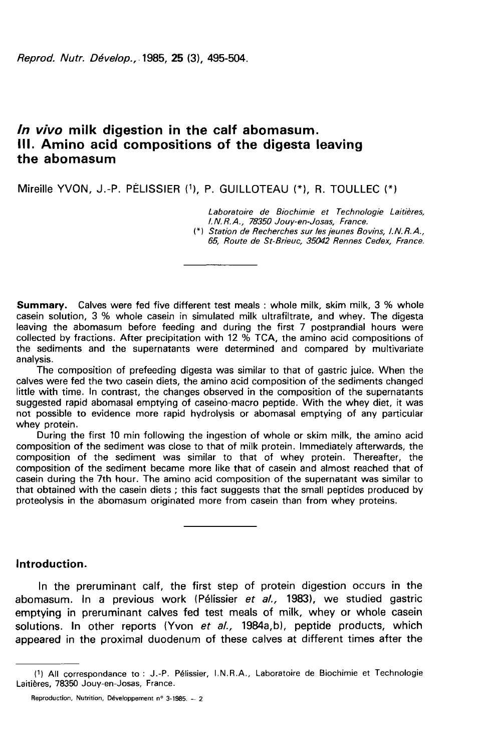# *In vivo* milk digestion in the calf abomasum. III. Amino acid compositions of the digesta leaving the abomasum

Mireille YVON, J.-P. PÉLISSIER [1], P. GUILLOTEAU (*), R. TOULLEC (*)

*Laboratoire de Biochimie et Technologie Laitières, I.N.R.A., 78350 Jouy-en-Josas, France.*

(*) *Station de Recherches sur les jeunes Bovins, I.N.R.A., 65, Route de St-Brieuc, 35042 Rennes Cedex, France.*

---

**Summary.** Calves were fed five different test meals : whole milk, skim milk, 3 % whole casein solution, 3 % whole casein in simulated milk ultrafiltrate, and whey. The digesta leaving the abomasum before feeding and during the first 7 postprandial hours were collected by fractions. After precipitation with 12 % TCA, the amino acid compositions of the sediments and the supernatants were determined and compared by multivariate analysis.

The composition of prefeeding digesta was similar to that of gastric juice. When the calves were fed the two casein diets, the amino acid composition of the sediments changed little with time. In contrast, the changes observed in the composition of the supernatants suggested rapid abomasal emptying of caseino-macro peptide. With the whey diet, it was not possible to evidence more rapid hydrolysis or abomasal emptying of any particular whey protein.

During the first 10 min following the ingestion of whole or skim milk, the amino acid composition of the sediment was close to that of milk protein. Immediately afterwards, the composition of the sediment was similar to that of whey protein. Thereafter, the composition of the sediment became more like that of casein and almost reached that of casein during the 7th hour. The amino acid composition of the supernatant was similar to that obtained with the casein diets ; this fact suggests that the small peptides produced by proteolysis in the abomasum originated more from casein than from whey proteins.

---

## Introduction.

In the preruminant calf, the first step of protein digestion occurs in the abomasum. In a previous work (Pélissier *et al.,* 1983), we studied gastric emptying in preruminant calves fed test meals of milk, whey or whole casein solutions. In other reports (Yvon *et al.,* 1984a,b), peptide products, which appeared in the proximal duodenum of these calves at different times after the

---

[1] All correspondance to : J.-P. Pélissier, I.N.R.A., Laboratoire de Biochimie et Technologie Laitières, 78350 Jouy-en-Josas, France.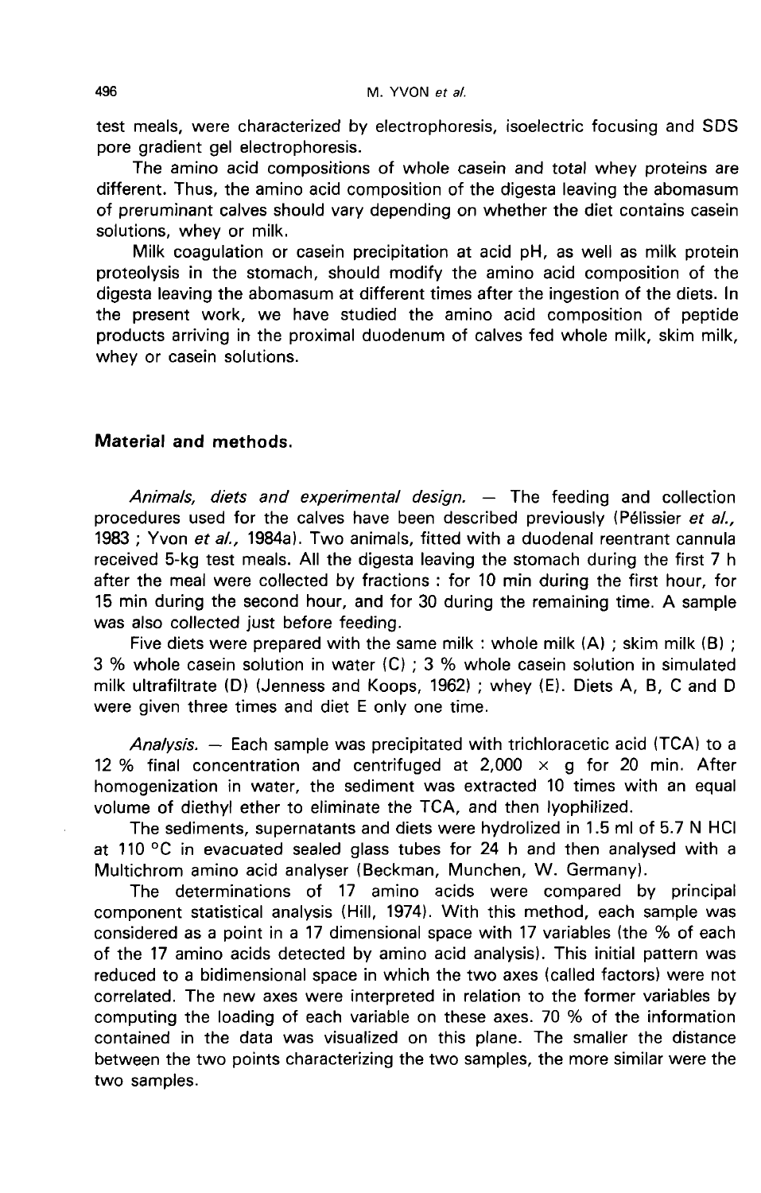test meals, were characterized by electrophoresis, isoelectric focusing and SDS pore gradient gel electrophoresis.

The amino acid compositions of whole casein and total whey proteins are different. Thus, the amino acid composition of the digesta leaving the abomasum of preruminant calves should vary depending on whether the diet contains casein solutions, whey or milk.

Milk coagulation or casein precipitation at acid pH, as well as milk protein proteolysis in the stomach, should modify the amino acid composition of the digesta leaving the abomasum at different times after the ingestion of the diets. In the present work, we have studied the amino acid composition of peptide products arriving in the proximal duodenum of calves fed whole milk, skim milk, whey or casein solutions.

## Material and methods.

*Animals, diets and experimental design.* — The feeding and collection procedures used for the calves have been described previously (Pélissier *et al.*, 1983 ; Yvon *et al.*, 1984a). Two animals, fitted with a duodenal reentrant cannula received 5-kg test meals. All the digesta leaving the stomach during the first 7 h after the meal were collected by fractions : for 10 min during the first hour, for 15 min during the second hour, and for 30 during the remaining time. A sample was also collected just before feeding.

Five diets were prepared with the same milk : whole milk (A) ; skim milk (B) ; 3 % whole casein solution in water (C) ; 3 % whole casein solution in simulated milk ultrafiltrate (D) (Jenness and Koops, 1962) ; whey (E). Diets A, B, C and D were given three times and diet E only one time.

*Analysis.* — Each sample was precipitated with trichloracetic acid (TCA) to a 12 % final concentration and centrifuged at 2,000 × g for 20 min. After homogenization in water, the sediment was extracted 10 times with an equal volume of diethyl ether to eliminate the TCA, and then lyophilized.

The sediments, supernatants and diets were hydrolized in 1.5 ml of 5.7 N HCl at 110 °C in evacuated sealed glass tubes for 24 h and then analysed with a Multichrom amino acid analyser (Beckman, Munchen, W. Germany).

The determinations of 17 amino acids were compared by principal component statistical analysis (Hill, 1974). With this method, each sample was considered as a point in a 17 dimensional space with 17 variables (the % of each of the 17 amino acids detected by amino acid analysis). This initial pattern was reduced to a bidimensional space in which the two axes (called factors) were not correlated. The new axes were interpreted in relation to the former variables by computing the loading of each variable on these axes. 70 % of the information contained in the data was visualized on this plane. The smaller the distance between the two points characterizing the two samples, the more similar were the two samples.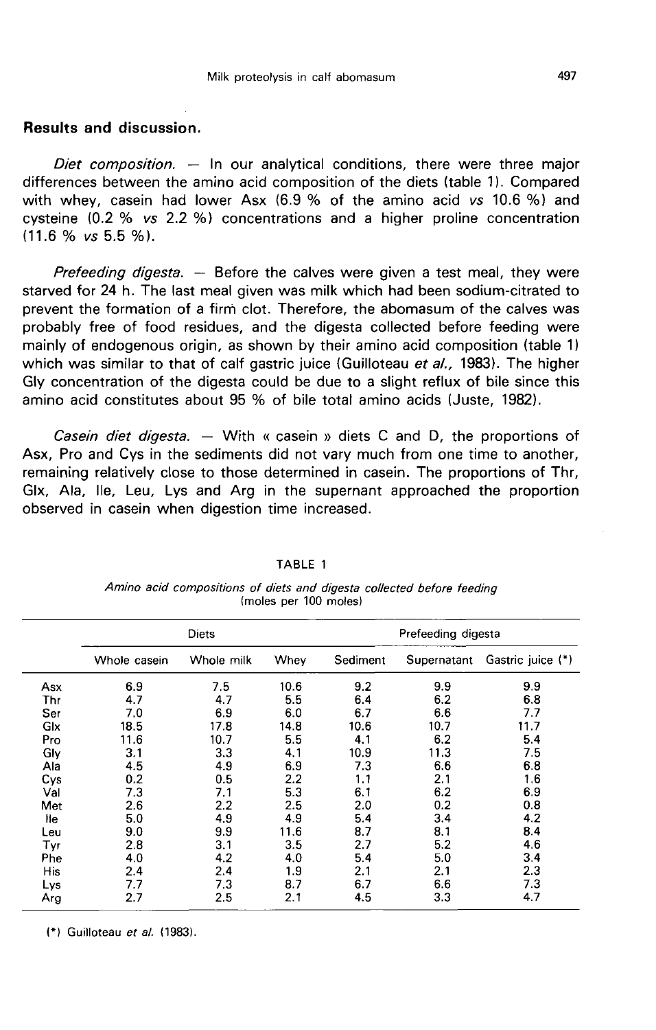## Results and discussion.

*Diet composition.* — In our analytical conditions, there were three major differences between the amino acid composition of the diets (table 1). Compared with whey, casein had lower Asx (6.9 % of the amino acid *vs* 10.6 %) and cysteine (0.2 % *vs* 2.2 %) concentrations and a higher proline concentration (11.6 % *vs* 5.5 %).

*Prefeeding digesta.* — Before the calves were given a test meal, they were starved for 24 h. The last meal given was milk which had been sodium-citrated to prevent the formation of a firm clot. Therefore, the abomasum of the calves was probably free of food residues, and the digesta collected before feeding were mainly of endogenous origin, as shown by their amino acid composition (table 1) which was similar to that of calf gastric juice (Guilloteau *et al.*, 1983). The higher Gly concentration of the digesta could be due to a slight reflux of bile since this amino acid constitutes about 95 % of bile total amino acids (Juste, 1982).

*Casein diet digesta.* — With « casein » diets C and D, the proportions of Asx, Pro and Cys in the sediments did not vary much from one time to another, remaining relatively close to those determined in casein. The proportions of Thr, Glx, Ala, Ile, Leu, Lys and Arg in the supernant approached the proportion observed in casein when digestion time increased.

TABLE 1

*Amino acid compositions of diets and digesta collected before feeding (moles per 100 moles)*

| | Diets | | | Prefeeding digesta | | |
|---|---|---|---|---|---|---|
| | Whole casein | Whole milk | Whey | Sediment | Supernatant | Gastric juice (*) |
| Asx | 6.9 | 7.5 | 10.6 | 9.2 | 9.9 | 9.9 |
| Thr | 4.7 | 4.7 | 5.5 | 6.4 | 6.2 | 6.8 |
| Ser | 7.0 | 6.9 | 6.0 | 6.7 | 6.6 | 7.7 |
| Glx | 18.5 | 17.8 | 14.8 | 10.6 | 10.7 | 11.7 |
| Pro | 11.6 | 10.7 | 5.5 | 4.1 | 6.2 | 5.4 |
| Gly | 3.1 | 3.3 | 4.1 | 10.9 | 11.3 | 7.5 |
| Ala | 4.5 | 4.9 | 6.9 | 7.3 | 6.6 | 6.8 |
| Cys | 0.2 | 0.5 | 2.2 | 1.1 | 2.1 | 1.6 |
| Val | 7.3 | 7.1 | 5.3 | 6.1 | 6.2 | 6.9 |
| Met | 2.6 | 2.2 | 2.5 | 2.0 | 0.2 | 0.8 |
| Ile | 5.0 | 4.9 | 4.9 | 5.4 | 3.4 | 4.2 |
| Leu | 9.0 | 9.9 | 11.6 | 8.7 | 8.1 | 8.4 |
| Tyr | 2.8 | 3.1 | 3.5 | 2.7 | 5.2 | 4.6 |
| Phe | 4.0 | 4.2 | 4.0 | 5.4 | 5.0 | 3.4 |
| His | 2.4 | 2.4 | 1.9 | 2.1 | 2.1 | 2.3 |
| Lys | 7.7 | 7.3 | 8.7 | 6.7 | 6.6 | 7.3 |
| Arg | 2.7 | 2.5 | 2.1 | 4.5 | 3.3 | 4.7 |

(*) Guilloteau *et al.* (1983).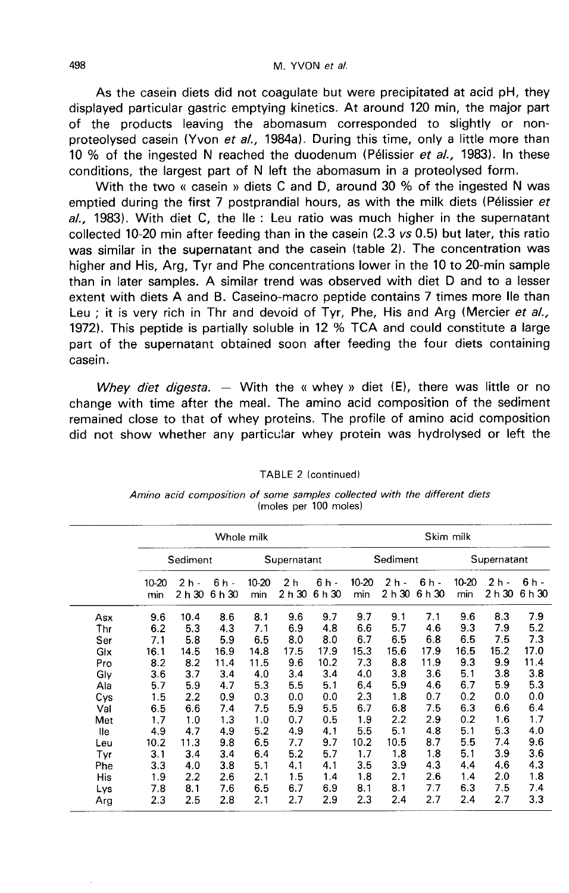As the casein diets did not coagulate but were precipitated at acid pH, they displayed particular gastric emptying kinetics. At around 120 min, the major part of the products leaving the abomasum corresponded to slightly or non-proteolysed casein (Yvon *et al.*, 1984a). During this time, only a little more than 10 % of the ingested N reached the duodenum (Pélissier *et al.*, 1983). In these conditions, the largest part of N left the abomasum in a proteolysed form.

With the two « casein » diets C and D, around 30 % of the ingested N was emptied during the first 7 postprandial hours, as with the milk diets (Pélissier *et al.*, 1983). With diet C, the Ile : Leu ratio was much higher in the supernatant collected 10-20 min after feeding than in the casein (2.3 *vs* 0.5) but later, this ratio was similar in the supernatant and the casein (table 2). The concentration was higher and His, Arg, Tyr and Phe concentrations lower in the 10 to 20-min sample than in later samples. A similar trend was observed with diet D and to a lesser extent with diets A and B. Caseino-macro peptide contains 7 times more Ile than Leu ; it is very rich in Thr and devoid of Tyr, Phe, His and Arg (Mercier *et al.*, 1972). This peptide is partially soluble in 12 % TCA and could constitute a large part of the supernatant obtained soon after feeding the four diets containing casein.

*Whey diet digesta.* — With the « whey » diet (E), there was little or no change with time after the meal. The amino acid composition of the sediment remained close to that of whey proteins. The profile of amino acid composition did not show whether any particular whey protein was hydrolysed or left the

TABLE 2 (continued)

*Amino acid composition of some samples collected with the different diets* (moles per 100 moles)

| | Whole milk | | | | | | Skim milk | | | | | |
|---|---|---|---|---|---|---|---|---|---|---|---|---|
| | Sediment | | | Supernatant | | | Sediment | | | Supernatant | | |
| | 10-20 min | 2 h - 2 h 30 | 6 h - 6 h 30 | 10-20 min | 2 h 2 h 30 | 6 h - 6 h 30 | 10-20 min | 2 h - 2 h 30 | 6 h - 6 h 30 | 10-20 min | 2 h - 2 h 30 | 6 h - 6 h 30 |
| Asx | 9.6 | 10.4 | 8.6 | 8.1 | 9.6 | 9.7 | 9.7 | 9.1 | 7.1 | 9.6 | 8.3 | 7.9 |
| Thr | 6.2 | 5.3 | 4.3 | 7.1 | 6.9 | 4.8 | 6.6 | 5.7 | 4.6 | 9.3 | 7.9 | 5.2 |
| Ser | 7.1 | 5.8 | 5.9 | 6.5 | 8.0 | 8.0 | 6.7 | 6.5 | 6.8 | 6.5 | 7.5 | 7.3 |
| Glx | 16.1 | 14.5 | 16.9 | 14.8 | 17.5 | 17.9 | 15.3 | 15.6 | 17.9 | 16.5 | 15.2 | 17.0 |
| Pro | 8.2 | 8.2 | 11.4 | 11.5 | 9.6 | 10.2 | 7.3 | 8.8 | 11.9 | 9.3 | 9.9 | 11.4 |
| Gly | 3.6 | 3.7 | 3.4 | 4.0 | 3.4 | 3.4 | 4.0 | 3.8 | 3.6 | 5.1 | 3.8 | 3.8 |
| Ala | 5.7 | 5.9 | 4.7 | 5.3 | 5.5 | 5.1 | 6.4 | 5.9 | 4.6 | 6.7 | 5.9 | 5.3 |
| Cys | 1.5 | 2.2 | 0.9 | 0.3 | 0.0 | 0.0 | 2.3 | 1.8 | 0.7 | 0.2 | 0.0 | 0.0 |
| Val | 6.5 | 6.6 | 7.4 | 7.5 | 5.9 | 5.5 | 6.7 | 6.8 | 7.5 | 6.3 | 6.6 | 6.4 |
| Met | 1.7 | 1.0 | 1.3 | 1.0 | 0.7 | 0.5 | 1.9 | 2.2 | 2.9 | 0.2 | 1.6 | 1.7 |
| Ile | 4.9 | 4.7 | 4.9 | 5.2 | 4.9 | 4.1 | 5.5 | 5.1 | 4.8 | 5.1 | 5.3 | 4.0 |
| Leu | 10.2 | 11.3 | 9.8 | 6.5 | 7.7 | 9.7 | 10.2 | 10.5 | 8.7 | 5.5 | 7.4 | 9.6 |
| Tyr | 3.1 | 3.4 | 3.4 | 6.4 | 5.2 | 5.7 | 1.7 | 1.8 | 1.8 | 5.1 | 3.9 | 3.6 |
| Phe | 3.3 | 4.0 | 3.8 | 5.1 | 4.1 | 4.1 | 3.5 | 3.9 | 4.3 | 4.4 | 4.6 | 4.3 |
| His | 1.9 | 2.2 | 2.6 | 2.1 | 1.5 | 1.4 | 1.8 | 2.1 | 2.6 | 1.4 | 2.0 | 1.8 |
| Lys | 7.8 | 8.1 | 7.6 | 6.5 | 6.7 | 6.9 | 8.1 | 8.1 | 7.7 | 6.3 | 7.5 | 7.4 |
| Arg | 2.3 | 2.5 | 2.8 | 2.1 | 2.7 | 2.9 | 2.3 | 2.4 | 2.7 | 2.4 | 2.7 | 3.3 |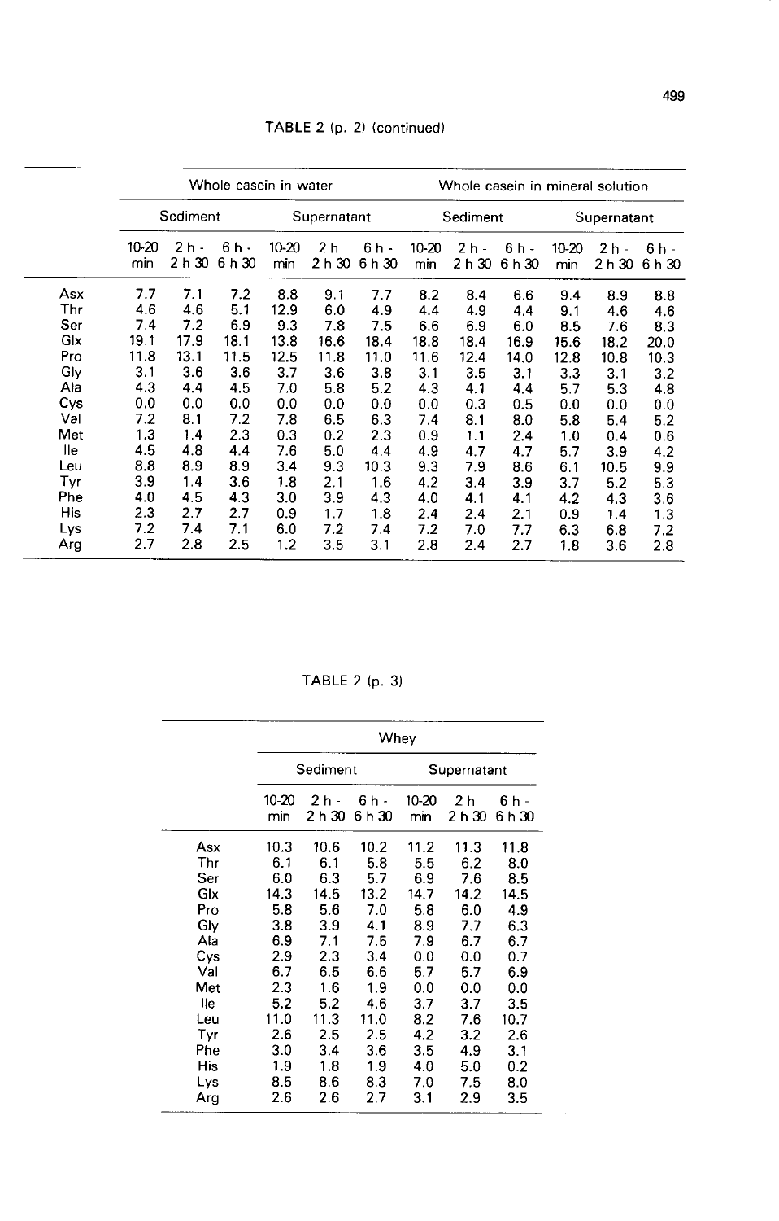TABLE 2 (p. 2) (continued)

| | Whole casein in water | | | | | | Whole casein in mineral solution | | | | | |
|---|---|---|---|---|---|---|---|---|---|---|---|---|
| | Sediment | | | Supernatant | | | Sediment | | | Supernatant | | |
| | 10-20 min | 2 h - 2 h 30 | 6 h - 6 h 30 | 10-20 min | 2 h 2 h 30 | 6 h - 6 h 30 | 10-20 min | 2 h - 2 h 30 | 6 h - 6 h 30 | 10-20 min | 2 h - 2 h 30 | 6 h - 6 h 30 |
| Asx | 7.7 | 7.1 | 7.2 | 8.8 | 9.1 | 7.7 | 8.2 | 8.4 | 6.6 | 9.4 | 8.9 | 8.8 |
| Thr | 4.6 | 4.6 | 5.1 | 12.9 | 6.0 | 4.9 | 4.4 | 4.9 | 4.4 | 9.1 | 4.6 | 4.6 |
| Ser | 7.4 | 7.2 | 6.9 | 9.3 | 7.8 | 7.5 | 6.6 | 6.9 | 6.0 | 8.5 | 7.6 | 8.3 |
| Glx | 19.1 | 17.9 | 18.1 | 13.8 | 16.6 | 18.4 | 18.8 | 18.4 | 16.9 | 15.6 | 18.2 | 20.0 |
| Pro | 11.8 | 13.1 | 11.5 | 12.5 | 11.8 | 11.0 | 11.6 | 12.4 | 14.0 | 12.8 | 10.8 | 10.3 |
| Gly | 3.1 | 3.6 | 3.6 | 3.7 | 3.6 | 3.8 | 3.1 | 3.5 | 3.1 | 3.3 | 3.1 | 3.2 |
| Ala | 4.3 | 4.4 | 4.5 | 7.0 | 5.8 | 5.2 | 4.3 | 4.1 | 4.4 | 5.7 | 5.3 | 4.8 |
| Cys | 0.0 | 0.0 | 0.0 | 0.0 | 0.0 | 0.0 | 0.0 | 0.3 | 0.5 | 0.0 | 0.0 | 0.0 |
| Val | 7.2 | 8.1 | 7.2 | 7.8 | 6.5 | 6.3 | 7.4 | 8.1 | 8.0 | 5.8 | 5.4 | 5.2 |
| Met | 1.3 | 1.4 | 2.3 | 0.3 | 0.2 | 2.3 | 0.9 | 1.1 | 2.4 | 1.0 | 0.4 | 0.6 |
| Ile | 4.5 | 4.8 | 4.4 | 7.6 | 5.0 | 4.4 | 4.9 | 4.7 | 4.7 | 5.7 | 3.9 | 4.2 |
| Leu | 8.8 | 8.9 | 8.9 | 3.4 | 9.3 | 10.3 | 9.3 | 7.9 | 8.6 | 6.1 | 10.5 | 9.9 |
| Tyr | 3.9 | 1.4 | 3.6 | 1.8 | 2.1 | 1.6 | 4.2 | 3.4 | 3.9 | 3.7 | 5.2 | 5.3 |
| Phe | 4.0 | 4.5 | 4.3 | 3.0 | 3.9 | 4.3 | 4.0 | 4.1 | 4.1 | 4.2 | 4.3 | 3.6 |
| His | 2.3 | 2.7 | 2.7 | 0.9 | 1.7 | 1.8 | 2.4 | 2.4 | 2.1 | 0.9 | 1.4 | 1.3 |
| Lys | 7.2 | 7.4 | 7.1 | 6.0 | 7.2 | 7.4 | 7.2 | 7.0 | 7.7 | 6.3 | 6.8 | 7.2 |
| Arg | 2.7 | 2.8 | 2.5 | 1.2 | 3.5 | 3.1 | 2.8 | 2.4 | 2.7 | 1.8 | 3.6 | 2.8 |

TABLE 2 (p. 3)

| | Whey | | | | | |
|---|---|---|---|---|---|---|
| | Sediment | | | Supernatant | | |
| | 10-20 min | 2 h - 2 h 30 | 6 h - 6 h 30 | 10-20 min | 2 h 2 h 30 | 6 h - 6 h 30 |
| Asx | 10.3 | 10.6 | 10.2 | 11.2 | 11.3 | 11.8 |
| Thr | 6.1 | 6.1 | 5.8 | 5.5 | 6.2 | 8.0 |
| Ser | 6.0 | 6.3 | 5.7 | 6.9 | 7.6 | 8.5 |
| Glx | 14.3 | 14.5 | 13.2 | 14.7 | 14.2 | 14.5 |
| Pro | 5.8 | 5.6 | 7.0 | 5.8 | 6.0 | 4.9 |
| Gly | 3.8 | 3.9 | 4.1 | 8.9 | 7.7 | 6.3 |
| Ala | 6.9 | 7.1 | 7.5 | 7.9 | 6.7 | 6.7 |
| Cys | 2.9 | 2.3 | 3.4 | 0.0 | 0.0 | 0.7 |
| Val | 6.7 | 6.5 | 6.6 | 5.7 | 5.7 | 6.9 |
| Met | 2.3 | 1.6 | 1.9 | 0.0 | 0.0 | 0.0 |
| Ile | 5.2 | 5.2 | 4.6 | 3.7 | 3.7 | 3.5 |
| Leu | 11.0 | 11.3 | 11.0 | 8.2 | 7.6 | 10.7 |
| Tyr | 2.6 | 2.5 | 2.5 | 4.2 | 3.2 | 2.6 |
| Phe | 3.0 | 3.4 | 3.6 | 3.5 | 4.9 | 3.1 |
| His | 1.9 | 1.8 | 1.9 | 4.0 | 5.0 | 0.2 |
| Lys | 8.5 | 8.6 | 8.3 | 7.0 | 7.5 | 8.0 |
| Arg | 2.6 | 2.6 | 2.7 | 3.1 | 2.9 | 3.5 |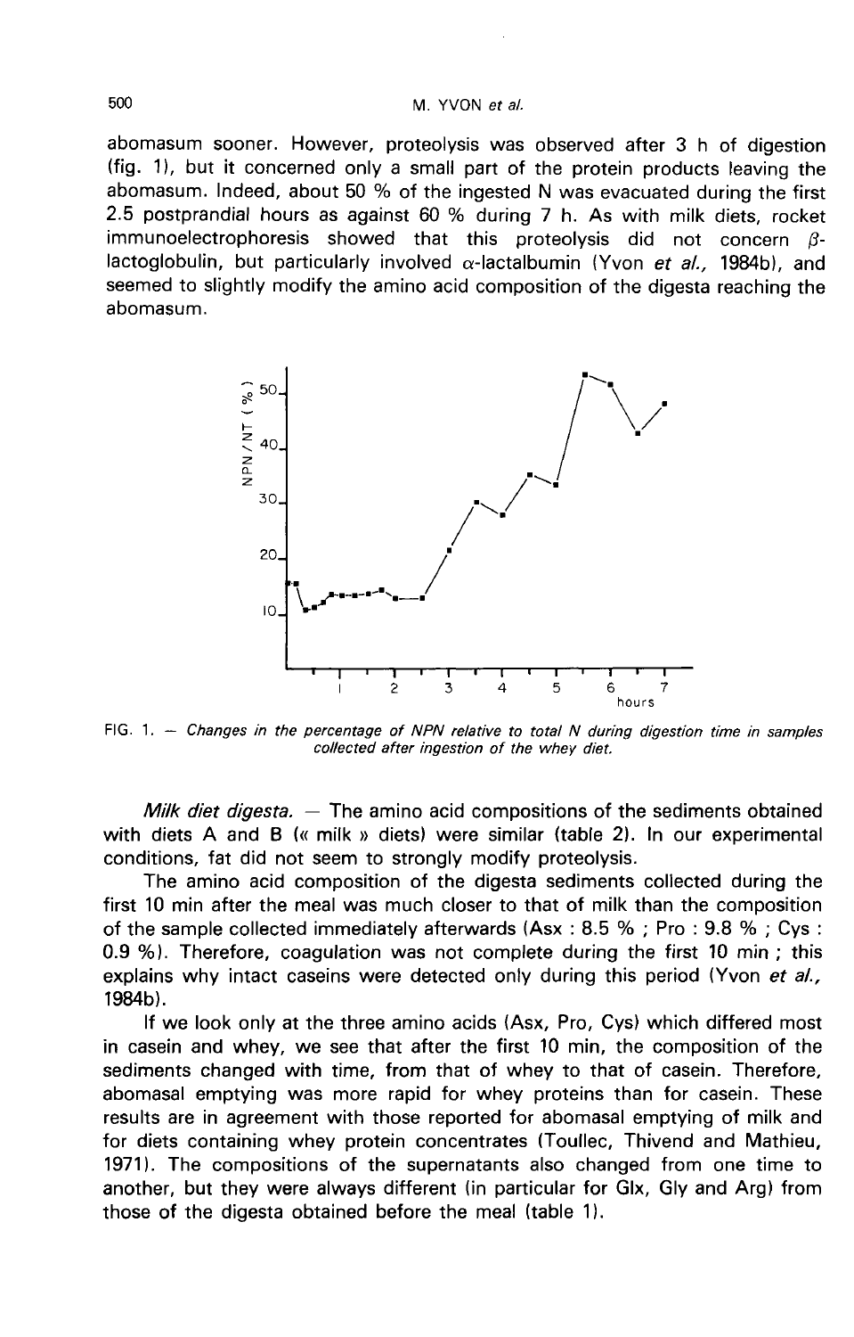abomasum sooner. However, proteolysis was observed after 3 h of digestion (fig. 1), but it concerned only a small part of the protein products leaving the abomasum. Indeed, about 50 % of the ingested N was evacuated during the first 2.5 postprandial hours as against 60 % during 7 h. As with milk diets, rocket immunoelectrophoresis showed that this proteolysis did not concern $\beta$-lactoglobulin, but particularly involved $\alpha$-lactalbumin (Yvon *et al.,* 1984b), and seemed to slightly modify the amino acid composition of the digesta reaching the abomasum.

FIG. 1. — *Changes in the percentage of NPN relative to total N during digestion time in samples collected after ingestion of the whey diet.*

*Milk diet digesta.* — The amino acid compositions of the sediments obtained with diets A and B (« milk » diets) were similar (table 2). In our experimental conditions, fat did not seem to strongly modify proteolysis.

The amino acid composition of the digesta sediments collected during the first 10 min after the meal was much closer to that of milk than the composition of the sample collected immediately afterwards (Asx : 8.5 % ; Pro : 9.8 % ; Cys : 0.9 %). Therefore, coagulation was not complete during the first 10 min ; this explains why intact caseins were detected only during this period (Yvon *et al.,* 1984b).

If we look only at the three amino acids (Asx, Pro, Cys) which differed most in casein and whey, we see that after the first 10 min, the composition of the sediments changed with time, from that of whey to that of casein. Therefore, abomasal emptying was more rapid for whey proteins than for casein. These results are in agreement with those reported for abomasal emptying of milk and for diets containing whey protein concentrates (Toullec, Thivend and Mathieu, 1971). The compositions of the supernatants also changed from one time to another, but they were always different (in particular for Glx, Gly and Arg) from those of the digesta obtained before the meal (table 1).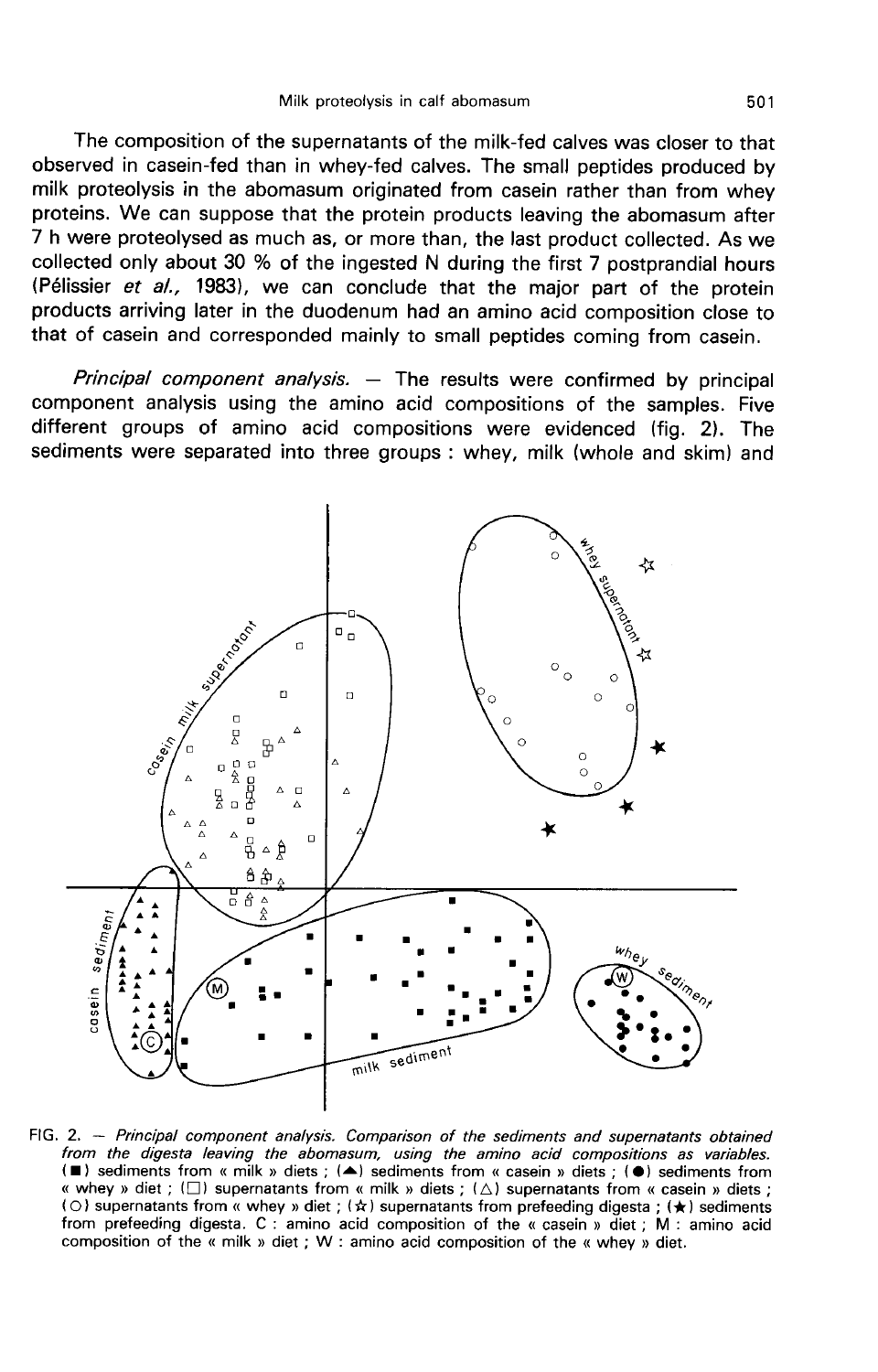The composition of the supernatants of the milk-fed calves was closer to that observed in casein-fed than in whey-fed calves. The small peptides produced by milk proteolysis in the abomasum originated from casein rather than from whey proteins. We can suppose that the protein products leaving the abomasum after 7 h were proteolysed as much as, or more than, the last product collected. As we collected only about 30 % of the ingested N during the first 7 postprandial hours (Pélissier *et al.,* 1983), we can conclude that the major part of the protein products arriving later in the duodenum had an amino acid composition close to that of casein and corresponded mainly to small peptides coming from casein.

*Principal component analysis.* — The results were confirmed by principal component analysis using the amino acid compositions of the samples. Five different groups of amino acid compositions were evidenced (fig. 2). The sediments were separated into three groups : whey, milk (whole and skim) and

FIG. 2. — *Principal component analysis. Comparison of the sediments and supernatants obtained from the digesta leaving the abomasum, using the amino acid compositions as variables.* (■) sediments from « milk » diets ; (▲) sediments from « casein » diets ; (●) sediments from « whey » diet ; (□) supernatants from « milk » diets ; (△) supernatants from « casein » diets ; (○) supernatants from « whey » diet ; (☆) supernatants from prefeeding digesta ; (★) sediments from prefeeding digesta. C : amino acid composition of the « casein » diet ; M : amino acid composition of the « milk » diet ; W : amino acid composition of the « whey » diet.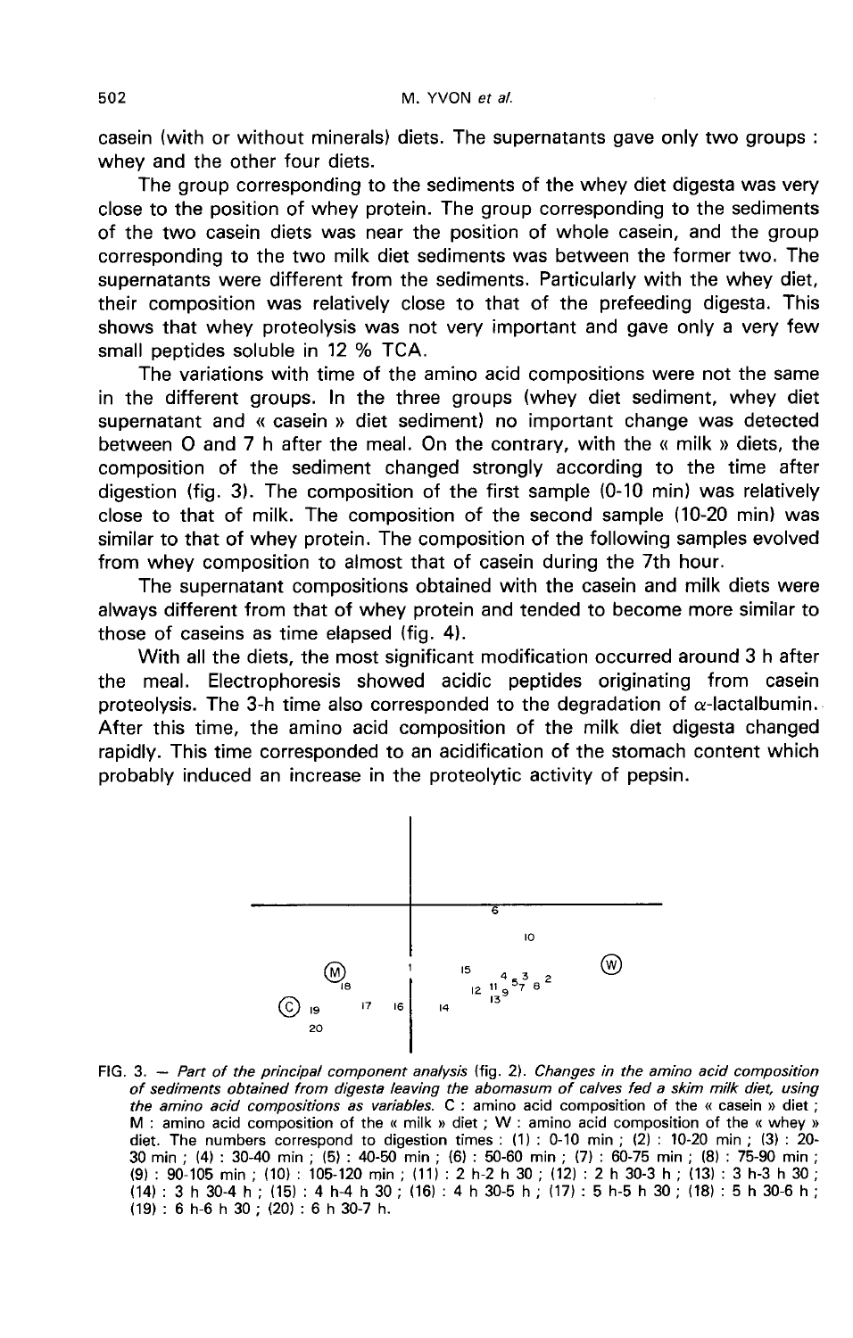casein (with or without minerals) diets. The supernatants gave only two groups : whey and the other four diets.

The group corresponding to the sediments of the whey diet digesta was very close to the position of whey protein. The group corresponding to the sediments of the two casein diets was near the position of whole casein, and the group corresponding to the two milk diet sediments was between the former two. The supernatants were different from the sediments. Particularly with the whey diet, their composition was relatively close to that of the prefeeding digesta. This shows that whey proteolysis was not very important and gave only a very few small peptides soluble in 12 % TCA.

The variations with time of the amino acid compositions were not the same in the different groups. In the three groups (whey diet sediment, whey diet supernatant and « casein » diet sediment) no important change was detected between 0 and 7 h after the meal. On the contrary, with the « milk » diets, the composition of the sediment changed strongly according to the time after digestion (fig. 3). The composition of the first sample (0-10 min) was relatively close to that of milk. The composition of the second sample (10-20 min) was similar to that of whey protein. The composition of the following samples evolved from whey composition to almost that of casein during the 7th hour.

The supernatant compositions obtained with the casein and milk diets were always different from that of whey protein and tended to become more similar to those of caseins as time elapsed (fig. 4).

With all the diets, the most significant modification occurred around 3 h after the meal. Electrophoresis showed acidic peptides originating from casein proteolysis. The 3-h time also corresponded to the degradation of $\alpha$-lactalbumin. After this time, the amino acid composition of the milk diet digesta changed rapidly. This time corresponded to an acidification of the stomach content which probably induced an increase in the proteolytic activity of pepsin.

FIG. 3. — *Part of the principal component analysis (fig. 2). Changes in the amino acid composition of sediments obtained from digesta leaving the abomasum of calves fed a skim milk diet, using the amino acid compositions as variables.* C : amino acid composition of the « casein » diet ; M : amino acid composition of the « milk » diet ; W : amino acid composition of the « whey » diet. The numbers correspond to digestion times : (1) : 0-10 min ; (2) : 10-20 min ; (3) : 20-30 min ; (4) : 30-40 min ; (5) : 40-50 min ; (6) : 50-60 min ; (7) : 60-75 min ; (8) : 75-90 min ; (9) : 90-105 min ; (10) : 105-120 min ; (11) : 2 h-2 h 30 ; (12) : 2 h 30-3 h ; (13) : 3 h-3 h 30 ; (14) : 3 h 30-4 h ; (15) : 4 h-4 h 30 ; (16) : 4 h 30-5 h ; (17) : 5 h-5 h 30 ; (18) : 5 h 30-6 h ; (19) : 6 h-6 h 30 ; (20) : 6 h 30-7 h.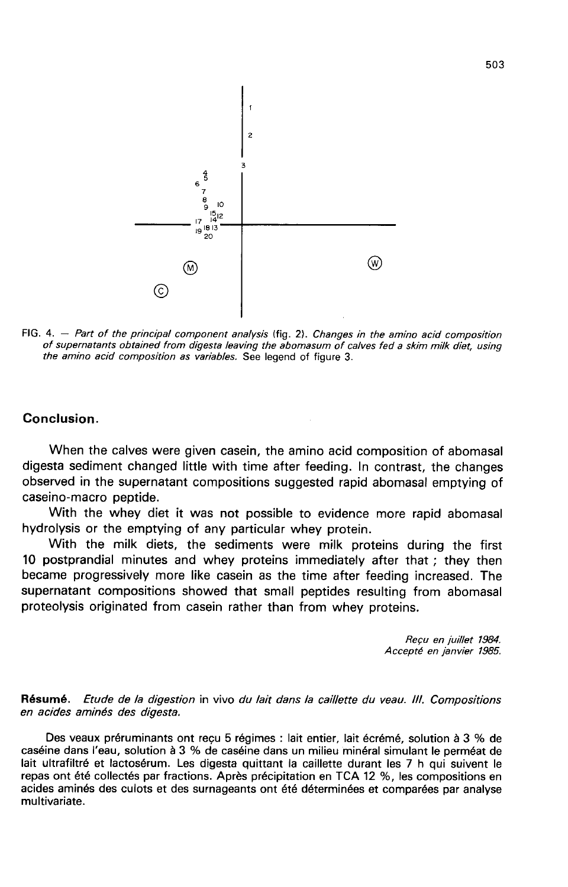FIG. 4. — *Part of the principal component analysis* (fig. 2). *Changes in the amino acid composition of supernatants obtained from digesta leaving the abomasum of calves fed a skim milk diet, using the amino acid composition as variables.* See legend of figure 3.

## Conclusion.

When the calves were given casein, the amino acid composition of abomasal digesta sediment changed little with time after feeding. In contrast, the changes observed in the supernatant compositions suggested rapid abomasal emptying of caseino-macro peptide.

With the whey diet it was not possible to evidence more rapid abomasal hydrolysis or the emptying of any particular whey protein.

With the milk diets, the sediments were milk proteins during the first 10 postprandial minutes and whey proteins immediately after that ; they then became progressively more like casein as the time after feeding increased. The supernatant compositions showed that small peptides resulting from abomasal proteolysis originated from casein rather than from whey proteins.

*Reçu en juillet 1984.*
*Accepté en janvier 1985.*

**Résumé.** *Etude de la digestion* in vivo *du lait dans la caillette du veau. III. Compositions en acides aminés des digesta.*

Des veaux préruminants ont reçu 5 régimes : lait entier, lait écrémé, solution à 3 % de caséine dans l'eau, solution à 3 % de caséine dans un milieu minéral simulant le perméat de lait ultrafiltré et lactosérum. Les digesta quittant la caillette durant les 7 h qui suivent le repas ont été collectés par fractions. Après précipitation en TCA 12 %, les compositions en acides aminés des culots et des surnageants ont été déterminées et comparées par analyse multivariate.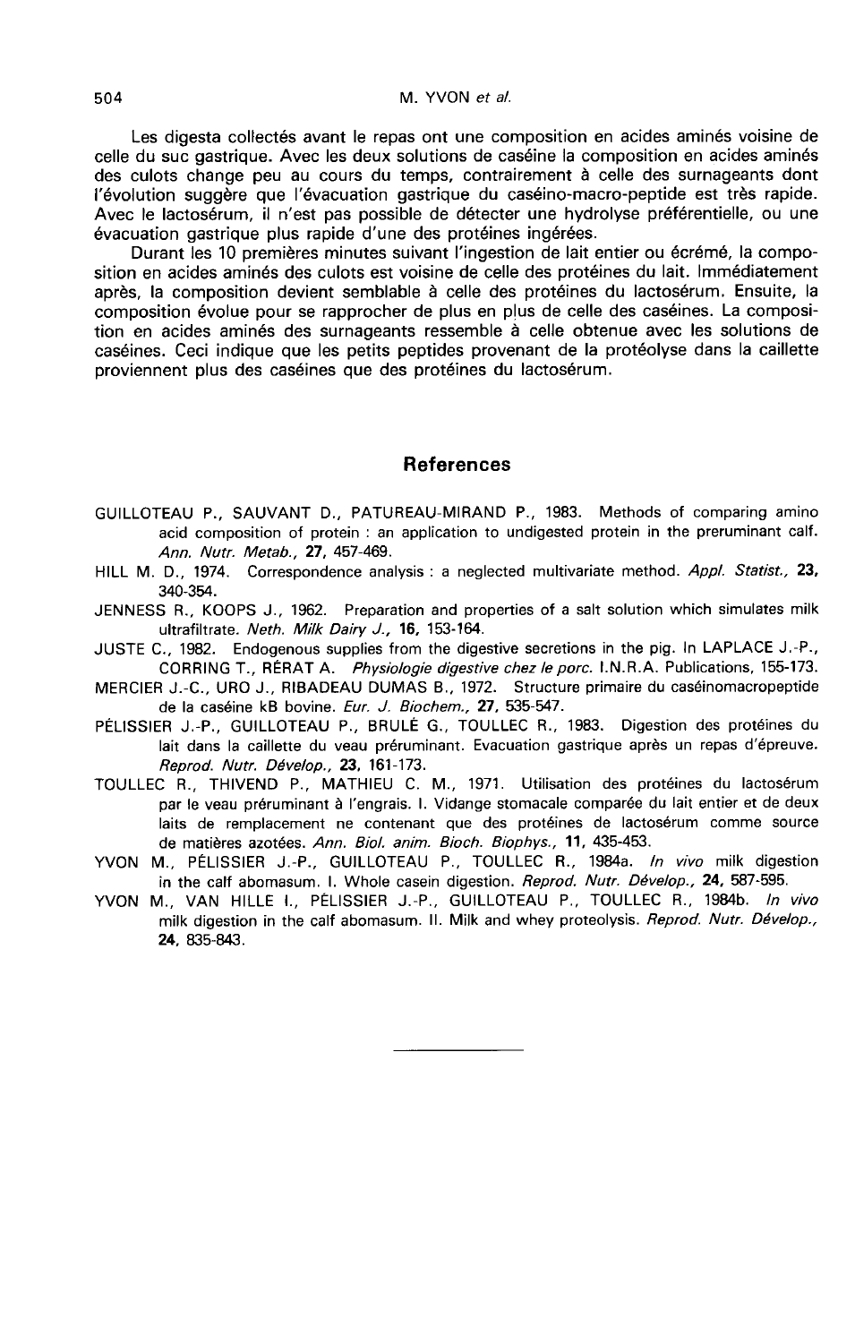Les digesta collectés avant le repas ont une composition en acides aminés voisine de celle du suc gastrique. Avec les deux solutions de caséine la composition en acides aminés des culots change peu au cours du temps, contrairement à celle des surnageants dont l'évolution suggère que l'évacuation gastrique du caséino-macro-peptide est très rapide. Avec le lactosérum, il n'est pas possible de détecter une hydrolyse préférentielle, ou une évacuation gastrique plus rapide d'une des protéines ingérées.

Durant les 10 premières minutes suivant l'ingestion de lait entier ou écrémé, la composition en acides aminés des culots est voisine de celle des protéines du lait. Immédiatement après, la composition devient semblable à celle des protéines du lactosérum. Ensuite, la composition évolue pour se rapprocher de plus en plus de celle des caséines. La composition en acides aminés des surnageants ressemble à celle obtenue avec les solutions de caséines. Ceci indique que les petits peptides provenant de la protéolyse dans la caillette proviennent plus des caséines que des protéines du lactosérum.

## References

GUILLOTEAU P., SAUVANT D., PATUREAU-MIRAND P., 1983. Methods of comparing amino acid composition of protein : an application to undigested protein in the preruminant calf. *Ann. Nutr. Metab.*, **27**, 457-469.

HILL M. D., 1974. Correspondence analysis : a neglected multivariate method. *Appl. Statist.*, **23**, 340-354.

JENNESS R., KOOPS J., 1962. Preparation and properties of a salt solution which simulates milk ultrafiltrate. *Neth. Milk Dairy J.*, **16**, 153-164.

JUSTE C., 1982. Endogenous supplies from the digestive secretions in the pig. In LAPLACE J.-P., CORRING T., RÉRAT A. *Physiologie digestive chez le porc*. I.N.R.A. Publications, 155-173.

MERCIER J.-C., URO J., RIBADEAU DUMAS B., 1972. Structure primaire du caséinomacropeptide de la caséine kB bovine. *Eur. J. Biochem.*, **27**, 535-547.

PÉLISSIER J.-P., GUILLOTEAU P., BRULÉ G., TOULLEC R., 1983. Digestion des protéines du lait dans la caillette du veau préruminant. Evacuation gastrique après un repas d'épreuve. *Reprod. Nutr. Dévelop.*, **23**, 161-173.

TOULLEC R., THIVEND P., MATHIEU C. M., 1971. Utilisation des protéines du lactosérum par le veau préruminant à l'engrais. I. Vidange stomacale comparée du lait entier et de deux laits de remplacement ne contenant que des protéines de lactosérum comme source de matières azotées. *Ann. Biol. anim. Bioch. Biophys.*, **11**, 435-453.

YVON M., PÉLISSIER J.-P., GUILLOTEAU P., TOULLEC R., 1984a. *In vivo* milk digestion in the calf abomasum. I. Whole casein digestion. *Reprod. Nutr. Dévelop.*, **24**, 587-595.

YVON M., VAN HILLE I., PÉLISSIER J.-P., GUILLOTEAU P., TOULLEC R., 1984b. *In vivo* milk digestion in the calf abomasum. II. Milk and whey proteolysis. *Reprod. Nutr. Dévelop.*, **24**, 835-843.